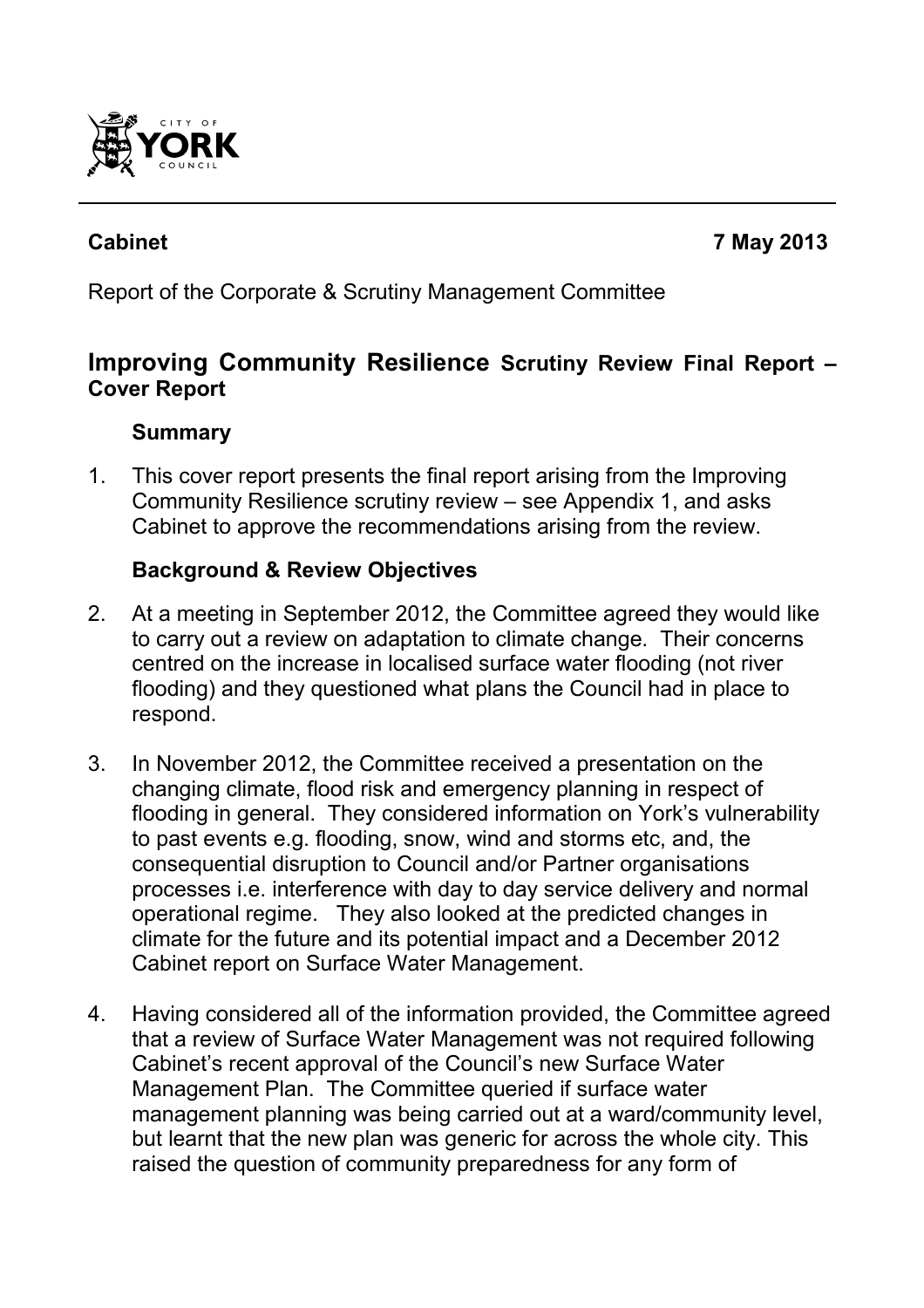**Cabinet** **7 May 2013**

Report of the Corporate & Scrutiny Management Committee

## Improving Community Resilience Scrutiny Review Final Report – Cover Report

### Summary

1. This cover report presents the final report arising from the Improving Community Resilience scrutiny review – see Appendix 1, and asks Cabinet to approve the recommendations arising from the review.

### Background & Review Objectives

2. At a meeting in September 2012, the Committee agreed they would like to carry out a review on adaptation to climate change. Their concerns centred on the increase in localised surface water flooding (not river flooding) and they questioned what plans the Council had in place to respond.

3. In November 2012, the Committee received a presentation on the changing climate, flood risk and emergency planning in respect of flooding in general. They considered information on York's vulnerability to past events e.g. flooding, snow, wind and storms etc, and, the consequential disruption to Council and/or Partner organisations processes i.e. interference with day to day service delivery and normal operational regime. They also looked at the predicted changes in climate for the future and its potential impact and a December 2012 Cabinet report on Surface Water Management.

4. Having considered all of the information provided, the Committee agreed that a review of Surface Water Management was not required following Cabinet's recent approval of the Council's new Surface Water Management Plan. The Committee queried if surface water management planning was being carried out at a ward/community level, but learnt that the new plan was generic for across the whole city. This raised the question of community preparedness for any form of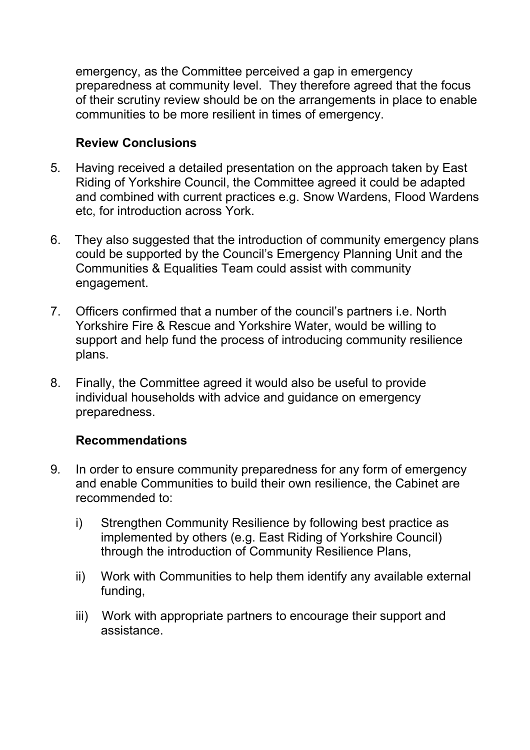emergency, as the Committee perceived a gap in emergency preparedness at community level. They therefore agreed that the focus of their scrutiny review should be on the arrangements in place to enable communities to be more resilient in times of emergency.

**Review Conclusions**

5. Having received a detailed presentation on the approach taken by East Riding of Yorkshire Council, the Committee agreed it could be adapted and combined with current practices e.g. Snow Wardens, Flood Wardens etc, for introduction across York.

6. They also suggested that the introduction of community emergency plans could be supported by the Council's Emergency Planning Unit and the Communities & Equalities Team could assist with community engagement.

7. Officers confirmed that a number of the council's partners i.e. North Yorkshire Fire & Rescue and Yorkshire Water, would be willing to support and help fund the process of introducing community resilience plans.

8. Finally, the Committee agreed it would also be useful to provide individual households with advice and guidance on emergency preparedness.

**Recommendations**

9. In order to ensure community preparedness for any form of emergency and enable Communities to build their own resilience, the Cabinet are recommended to:

   i) Strengthen Community Resilience by following best practice as implemented by others (e.g. East Riding of Yorkshire Council) through the introduction of Community Resilience Plans,

   ii) Work with Communities to help them identify any available external funding,

   iii) Work with appropriate partners to encourage their support and assistance.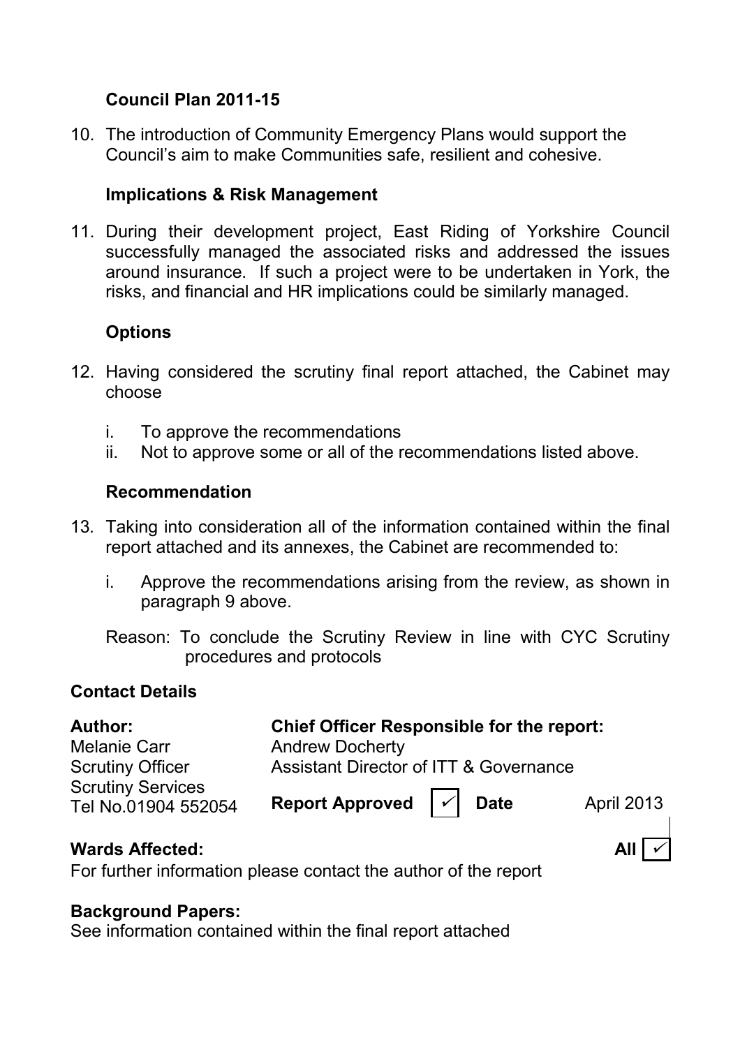### Council Plan 2011-15

10. The introduction of Community Emergency Plans would support the Council's aim to make Communities safe, resilient and cohesive.

### Implications & Risk Management

11. During their development project, East Riding of Yorkshire Council successfully managed the associated risks and addressed the issues around insurance. If such a project were to be undertaken in York, the risks, and financial and HR implications could be similarly managed.

### Options

12. Having considered the scrutiny final report attached, the Cabinet may choose

    i. To approve the recommendations
    ii. Not to approve some or all of the recommendations listed above.

### Recommendation

13. Taking into consideration all of the information contained within the final report attached and its annexes, the Cabinet are recommended to:

    i. Approve the recommendations arising from the review, as shown in paragraph 9 above.

    Reason: To conclude the Scrutiny Review in line with CYC Scrutiny procedures and protocols

**Contact Details**

| **Author:** | **Chief Officer Responsible for the report:** | | | |
|---|---|---|---|---|
| Melanie Carr | Andrew Docherty | | | |
| Scrutiny Officer | Assistant Director of ITT & Governance | | | |
| Scrutiny Services<br>Tel No.01904 552054 | **Report Approved** | ✓ | **Date** | April 2013 |

**Wards Affected:** **All** ✓

For further information please contact the author of the report

**Background Papers:**
See information contained within the final report attached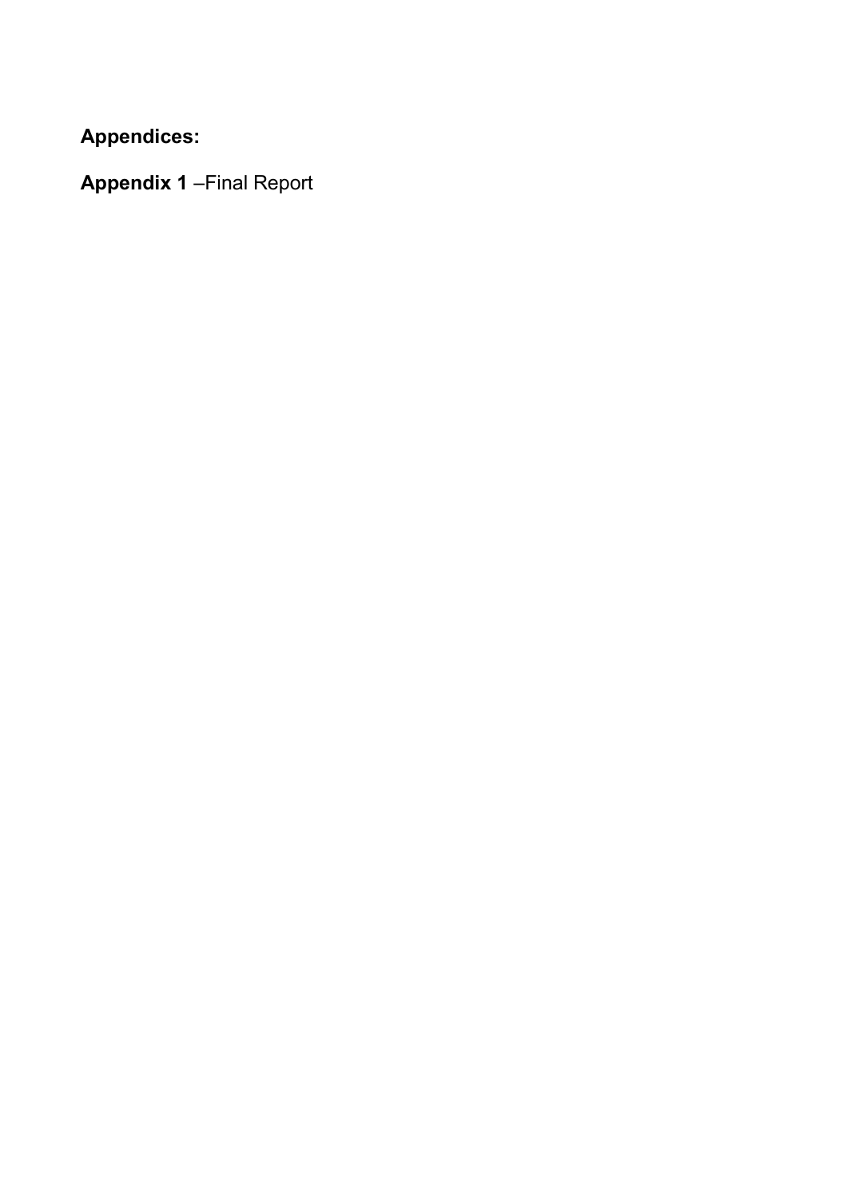**Appendices:**

**Appendix 1** –Final Report